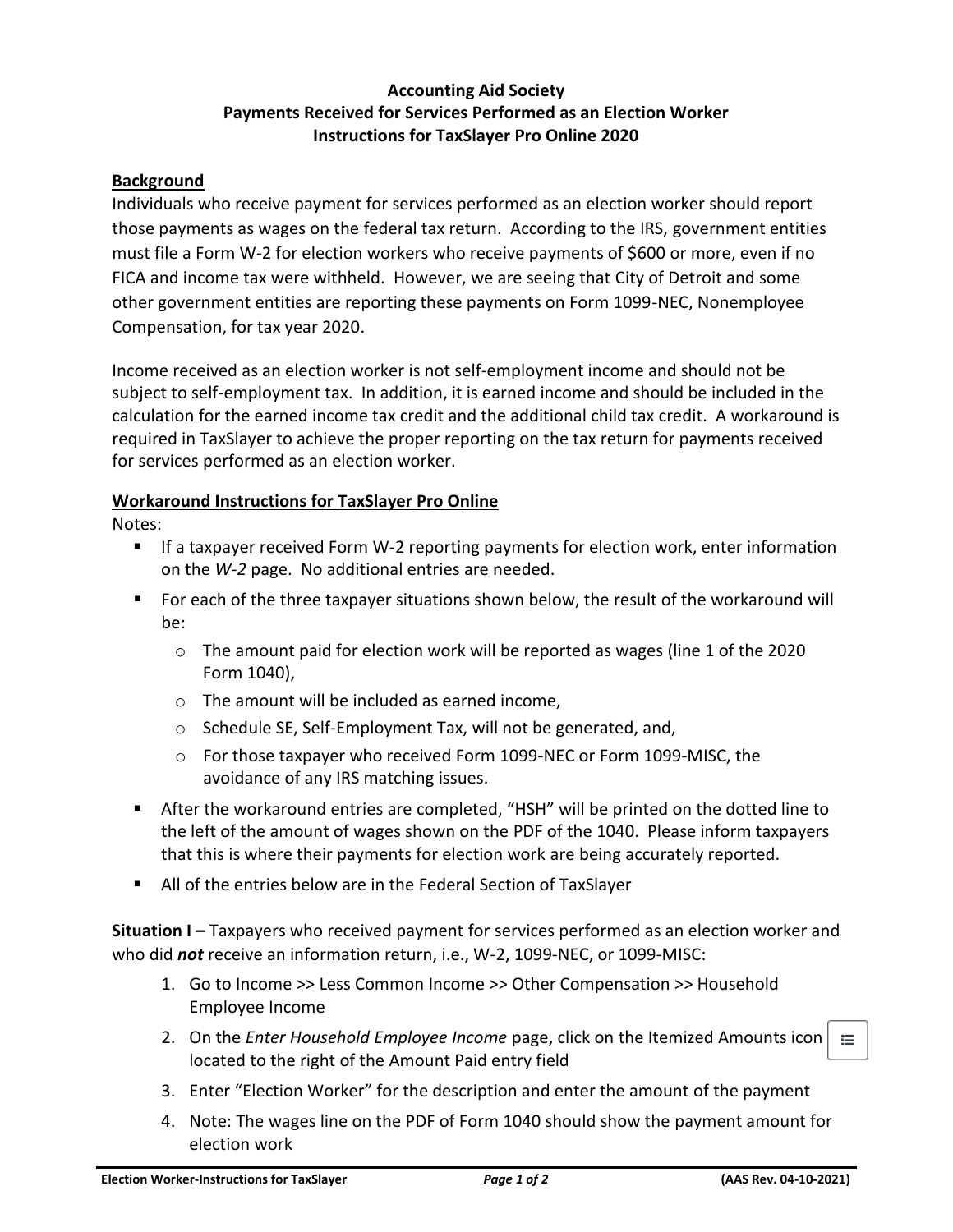# Accounting Aid Society
## Payments Received for Services Performed as an Election Worker
## Instructions for TaxSlayer Pro Online 2020

**Background**

Individuals who receive payment for services performed as an election worker should report those payments as wages on the federal tax return. According to the IRS, government entities must file a Form W-2 for election workers who receive payments of $600 or more, even if no FICA and income tax were withheld. However, we are seeing that City of Detroit and some other government entities are reporting these payments on Form 1099-NEC, Nonemployee Compensation, for tax year 2020.

Income received as an election worker is not self-employment income and should not be subject to self-employment tax. In addition, it is earned income and should be included in the calculation for the earned income tax credit and the additional child tax credit. A workaround is required in TaxSlayer to achieve the proper reporting on the tax return for payments received for services performed as an election worker.

**Workaround Instructions for TaxSlayer Pro Online**

Notes:

- If a taxpayer received Form W-2 reporting payments for election work, enter information on the *W-2* page. No additional entries are needed.
- For each of the three taxpayer situations shown below, the result of the workaround will be:
  - The amount paid for election work will be reported as wages (line 1 of the 2020 Form 1040),
  - The amount will be included as earned income,
  - Schedule SE, Self-Employment Tax, will not be generated, and,
  - For those taxpayer who received Form 1099-NEC or Form 1099-MISC, the avoidance of any IRS matching issues.
- After the workaround entries are completed, "HSH" will be printed on the dotted line to the left of the amount of wages shown on the PDF of the 1040. Please inform taxpayers that this is where their payments for election work are being accurately reported.
- All of the entries below are in the Federal Section of TaxSlayer

**Situation I –** Taxpayers who received payment for services performed as an election worker and who did ***not*** receive an information return, i.e., W-2, 1099-NEC, or 1099-MISC:

1. Go to Income >> Less Common Income >> Other Compensation >> Household Employee Income
2. On the *Enter Household Employee Income* page, click on the Itemized Amounts icon located to the right of the Amount Paid entry field
3. Enter "Election Worker" for the description and enter the amount of the payment
4. Note: The wages line on the PDF of Form 1040 should show the payment amount for election work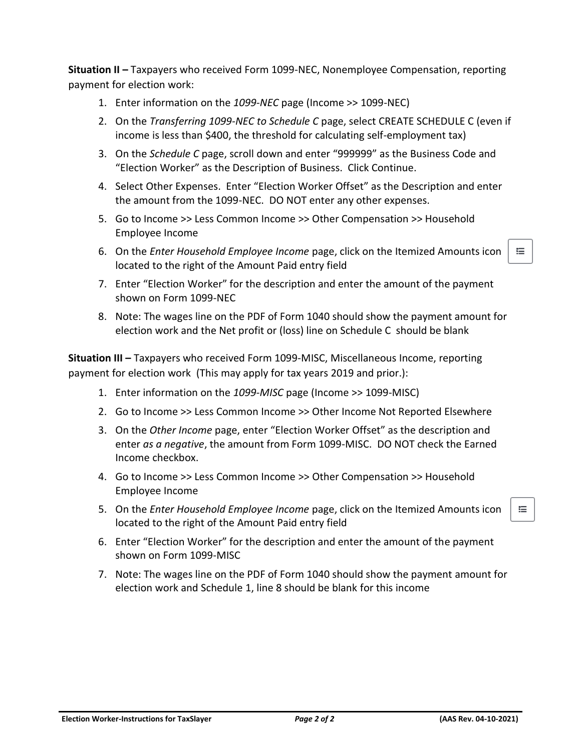**Situation II –** Taxpayers who received Form 1099-NEC, Nonemployee Compensation, reporting payment for election work:

1. Enter information on the *1099-NEC* page (Income >> 1099-NEC)
2. On the *Transferring 1099-NEC to Schedule C* page, select CREATE SCHEDULE C (even if income is less than $400, the threshold for calculating self-employment tax)
3. On the *Schedule C* page, scroll down and enter "999999" as the Business Code and "Election Worker" as the Description of Business. Click Continue.
4. Select Other Expenses. Enter "Election Worker Offset" as the Description and enter the amount from the 1099-NEC. DO NOT enter any other expenses.
5. Go to Income >> Less Common Income >> Other Compensation >> Household Employee Income
6. On the *Enter Household Employee Income* page, click on the Itemized Amounts icon located to the right of the Amount Paid entry field
7. Enter "Election Worker" for the description and enter the amount of the payment shown on Form 1099-NEC
8. Note: The wages line on the PDF of Form 1040 should show the payment amount for election work and the Net profit or (loss) line on Schedule C should be blank

**Situation III –** Taxpayers who received Form 1099-MISC, Miscellaneous Income, reporting payment for election work (This may apply for tax years 2019 and prior.):

1. Enter information on the *1099-MISC* page (Income >> 1099-MISC)
2. Go to Income >> Less Common Income >> Other Income Not Reported Elsewhere
3. On the *Other Income* page, enter "Election Worker Offset" as the description and enter *as a negative*, the amount from Form 1099-MISC. DO NOT check the Earned Income checkbox.
4. Go to Income >> Less Common Income >> Other Compensation >> Household Employee Income
5. On the *Enter Household Employee Income* page, click on the Itemized Amounts icon located to the right of the Amount Paid entry field
6. Enter "Election Worker" for the description and enter the amount of the payment shown on Form 1099-MISC
7. Note: The wages line on the PDF of Form 1040 should show the payment amount for election work and Schedule 1, line 8 should be blank for this income